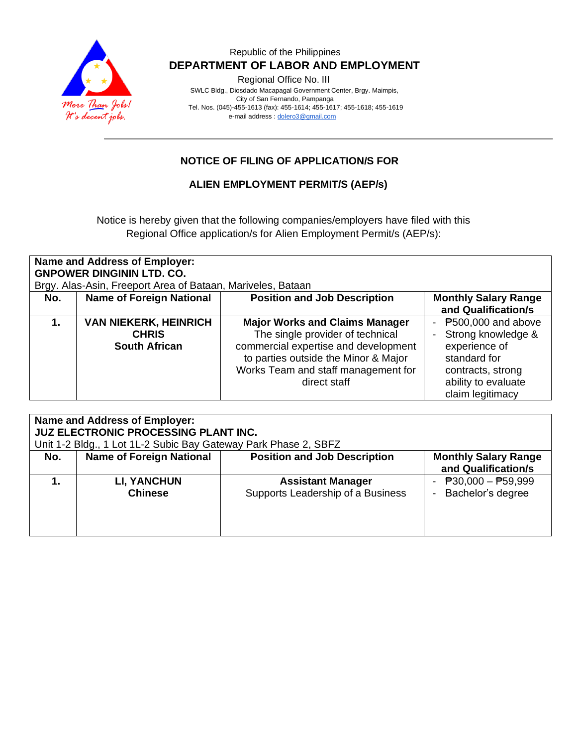Republic of the Philippines

**DEPARTMENT OF LABOR AND EMPLOYMENT**

Regional Office No. III

SWLC Bldg., Diosdado Macapagal Government Center, Brgy. Maimpis,
City of San Fernando, Pampanga
Tel. Nos. (045)-455-1613 (fax): 455-1614; 455-1617; 455-1618; 455-1619
e-mail address : dolero3@gmail.com

## NOTICE OF FILING OF APPLICATION/S FOR

## ALIEN EMPLOYMENT PERMIT/S (AEP/s)

Notice is hereby given that the following companies/employers have filed with this Regional Office application/s for Alien Employment Permit/s (AEP/s):

**Name and Address of Employer:**
**GNPOWER DINGININ LTD. CO.**
Brgy. Alas-Asin, Freeport Area of Bataan, Mariveles, Bataan

| No. | Name of Foreign National | Position and Job Description | Monthly Salary Range and Qualification/s |
|---|---|---|---|
| **1.** | **VAN NIEKERK, HEINRICH CHRIS**<br>**South African** | **Major Works and Claims Manager**<br>The single provider of technical commercial expertise and development to parties outside the Minor & Major Works Team and staff management for direct staff | - ₱500,000 and above<br>- Strong knowledge & experience of standard for contracts, strong ability to evaluate claim legitimacy |

**Name and Address of Employer:**
**JUZ ELECTRONIC PROCESSING PLANT INC.**
Unit 1-2 Bldg., 1 Lot 1L-2 Subic Bay Gateway Park Phase 2, SBFZ

| No. | Name of Foreign National | Position and Job Description | Monthly Salary Range and Qualification/s |
|---|---|---|---|
| **1.** | **LI, YANCHUN**<br>**Chinese** | **Assistant Manager**<br>Supports Leadership of a Business | - ₱30,000 – ₱59,999<br>- Bachelor's degree |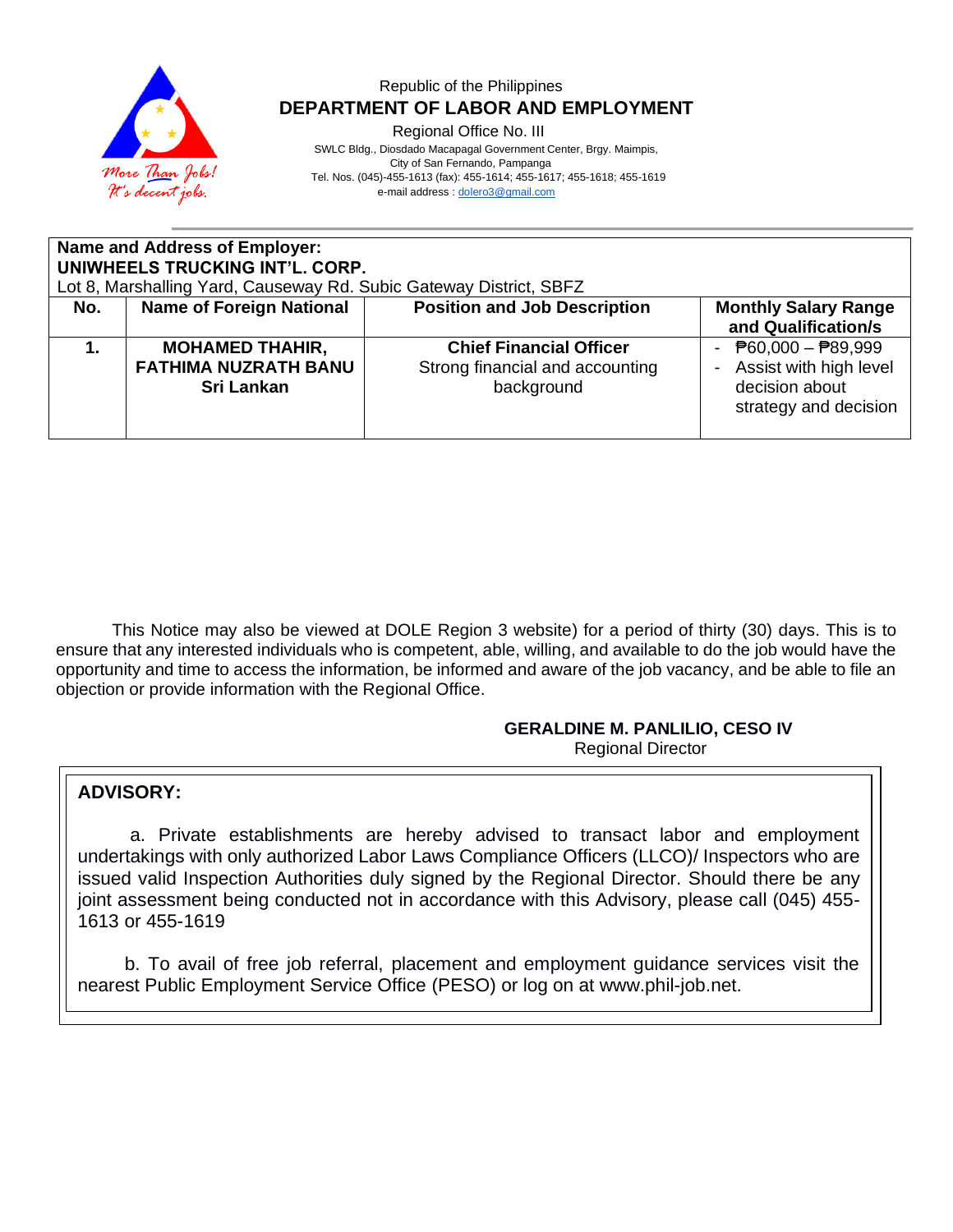Republic of the Philippines

**DEPARTMENT OF LABOR AND EMPLOYMENT**

Regional Office No. III

SWLC Bldg., Diosdado Macapagal Government Center, Brgy. Maimpis,
City of San Fernando, Pampanga
Tel. Nos. (045)-455-1613 (fax): 455-1614; 455-1617; 455-1618; 455-1619
e-mail address : dolero3@gmail.com

**Name and Address of Employer:**
**UNIWHEELS TRUCKING INT'L. CORP.**
Lot 8, Marshalling Yard, Causeway Rd. Subic Gateway District, SBFZ

| No. | Name of Foreign National | Position and Job Description | Monthly Salary Range and Qualification/s |
|---|---|---|---|
| **1.** | **MOHAMED THAHIR, FATHIMA NUZRATH BANU Sri Lankan** | **Chief Financial Officer** Strong financial and accounting background | - ₱60,000 – ₱89,999<br>- Assist with high level decision about strategy and decision |

This Notice may also be viewed at DOLE Region 3 website) for a period of thirty (30) days. This is to ensure that any interested individuals who is competent, able, willing, and available to do the job would have the opportunity and time to access the information, be informed and aware of the job vacancy, and be able to file an objection or provide information with the Regional Office.

**GERALDINE M. PANLILIO, CESO IV**
Regional Director

**ADVISORY:**

a. Private establishments are hereby advised to transact labor and employment undertakings with only authorized Labor Laws Compliance Officers (LLCO)/ Inspectors who are issued valid Inspection Authorities duly signed by the Regional Director. Should there be any joint assessment being conducted not in accordance with this Advisory, please call (045) 455-1613 or 455-1619

b. To avail of free job referral, placement and employment guidance services visit the nearest Public Employment Service Office (PESO) or log on at www.phil-job.net.